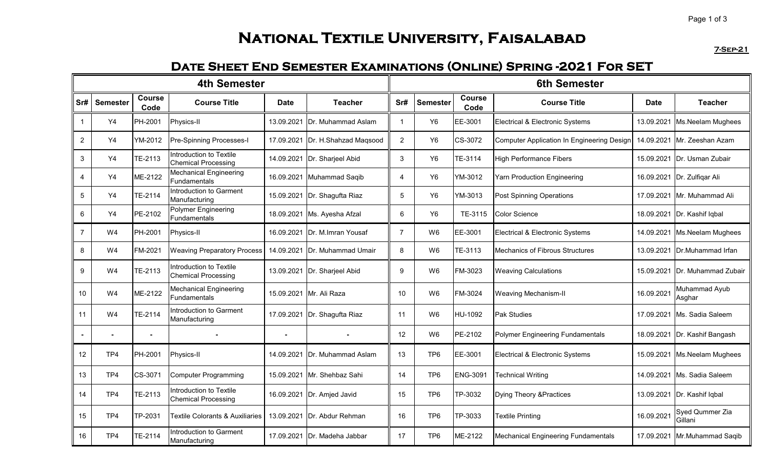# National Textile University, Faisalabad

7-Sep-21

## Date Sheet End Semester Examinations (Online) Spring -2021 For SET

| 4th Semester | | | | | | 6th Semester | | | | | |
|---|---|---|---|---|---|---|---|---|---|---|---|
| Sr# | Semester | Course Code | Course Title | Date | Teacher | Sr# | Semester | Course Code | Course Title | Date | Teacher |
| 1 | Y4 | PH-2001 | Physics-II | 13.09.2021 | Dr. Muhammad Aslam | 1 | Y6 | EE-3001 | Electrical & Electronic Systems | 13.09.2021 | Ms.Neelam Mughees |
| 2 | Y4 | YM-2012 | Pre-Spinning Processes-I | 17.09.2021 | Dr. H.Shahzad Maqsood | 2 | Y6 | CS-3072 | Computer Application In Engineering Design | 14.09.2021 | Mr. Zeeshan Azam |
| 3 | Y4 | TE-2113 | Introduction to Textile Chemical Processing | 14.09.2021 | Dr. Sharjeel Abid | 3 | Y6 | TE-3114 | High Performance Fibers | 15.09.2021 | Dr. Usman Zubair |
| 4 | Y4 | ME-2122 | Mechanical Engineering Fundamentals | 16.09.2021 | Muhammad Saqib | 4 | Y6 | YM-3012 | Yarn Production Engineering | 16.09.2021 | Dr. Zulfiqar Ali |
| 5 | Y4 | TE-2114 | Introduction to Garment Manufacturing | 15.09.2021 | Dr. Shagufta Riaz | 5 | Y6 | YM-3013 | Post Spinning Operations | 17.09.2021 | Mr. Muhammad Ali |
| 6 | Y4 | PE-2102 | Polymer Engineering Fundamentals | 18.09.2021 | Ms. Ayesha Afzal | 6 | Y6 | TE-3115 | Color Science | 18.09.2021 | Dr. Kashif Iqbal |
| 7 | W4 | PH-2001 | Physics-II | 16.09.2021 | Dr. M.Imran Yousaf | 7 | W6 | EE-3001 | Electrical & Electronic Systems | 14.09.2021 | Ms.Neelam Mughees |
| 8 | W4 | FM-2021 | Weaving Preparatory Process | 14.09.2021 | Dr. Muhammad Umair | 8 | W6 | TE-3113 | Mechanics of Fibrous Structures | 13.09.2021 | Dr.Muhammad Irfan |
| 9 | W4 | TE-2113 | Introduction to Textile Chemical Processing | 13.09.2021 | Dr. Sharjeel Abid | 9 | W6 | FM-3023 | Weaving Calculations | 15.09.2021 | Dr. Muhammad Zubair |
| 10 | W4 | ME-2122 | Mechanical Engineering Fundamentals | 15.09.2021 | Mr. Ali Raza | 10 | W6 | FM-3024 | Weaving Mechanism-II | 16.09.2021 | Muhammad Ayub Asghar |
| 11 | W4 | TE-2114 | Introduction to Garment Manufacturing | 17.09.2021 | Dr. Shagufta Riaz | 11 | W6 | HU-1092 | Pak Studies | 17.09.2021 | Ms. Sadia Saleem |
| - | - | - | - | - | - | 12 | W6 | PE-2102 | Polymer Engineering Fundamentals | 18.09.2021 | Dr. Kashif Bangash |
| 12 | TP4 | PH-2001 | Physics-II | 14.09.2021 | Dr. Muhammad Aslam | 13 | TP6 | EE-3001 | Electrical & Electronic Systems | 15.09.2021 | Ms.Neelam Mughees |
| 13 | TP4 | CS-3071 | Computer Programming | 15.09.2021 | Mr. Shehbaz Sahi | 14 | TP6 | ENG-3091 | Technical Writing | 14.09.2021 | Ms. Sadia Saleem |
| 14 | TP4 | TE-2113 | Introduction to Textile Chemical Processing | 16.09.2021 | Dr. Amjed Javid | 15 | TP6 | TP-3032 | Dying Theory &Practices | 13.09.2021 | Dr. Kashif Iqbal |
| 15 | TP4 | TP-2031 | Textile Colorants & Auxiliaries | 13.09.2021 | Dr. Abdur Rehman | 16 | TP6 | TP-3033 | Textile Printing | 16.09.2021 | Syed Qummer Zia Gillani |
| 16 | TP4 | TE-2114 | Introduction to Garment Manufacturing | 17.09.2021 | Dr. Madeha Jabbar | 17 | TP6 | ME-2122 | Mechanical Engineering Fundamentals | 17.09.2021 | Mr.Muhammad Saqib |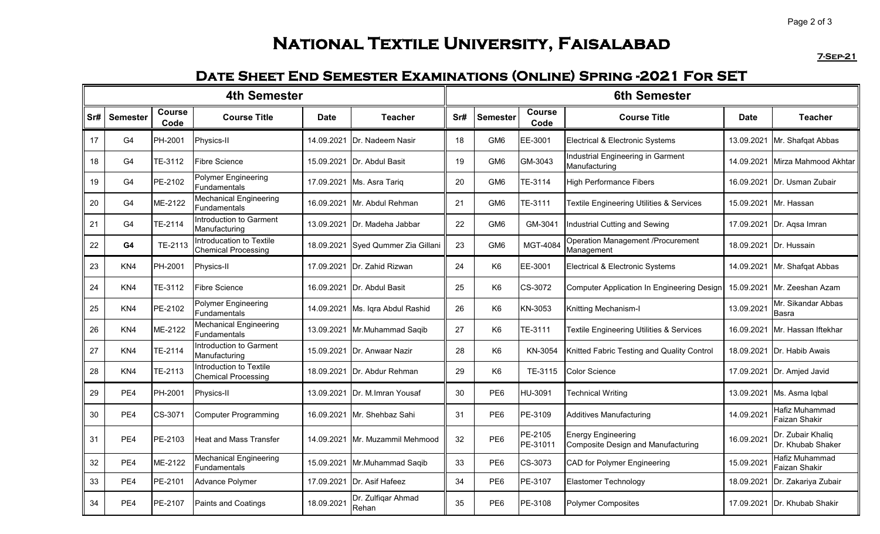# National Textile University, Faisalabad

7-Sep-21

## Date Sheet End Semester Examinations (Online) Spring -2021 For SET

| 4th Semester | | | | | | 6th Semester | | | | | |
|---|---|---|---|---|---|---|---|---|---|---|---|
| Sr# | Semester | Course Code | Course Title | Date | Teacher | Sr# | Semester | Course Code | Course Title | Date | Teacher |
| 17 | G4 | PH-2001 | Physics-II | 14.09.2021 | Dr. Nadeem Nasir | 18 | GM6 | EE-3001 | Electrical & Electronic Systems | 13.09.2021 | Mr. Shafqat Abbas |
| 18 | G4 | TE-3112 | Fibre Science | 15.09.2021 | Dr. Abdul Basit | 19 | GM6 | GM-3043 | Industrial Engineering in Garment Manufacturing | 14.09.2021 | Mirza Mahmood Akhtar |
| 19 | G4 | PE-2102 | Polymer Engineering Fundamentals | 17.09.2021 | Ms. Asra Tariq | 20 | GM6 | TE-3114 | High Performance Fibers | 16.09.2021 | Dr. Usman Zubair |
| 20 | G4 | ME-2122 | Mechanical Engineering Fundamentals | 16.09.2021 | Mr. Abdul Rehman | 21 | GM6 | TE-3111 | Textile Engineering Utilities & Services | 15.09.2021 | Mr. Hassan |
| 21 | G4 | TE-2114 | Introduction to Garment Manufacturing | 13.09.2021 | Dr. Madeha Jabbar | 22 | GM6 | GM-3041 | Industrial Cutting and Sewing | 17.09.2021 | Dr. Aqsa Imran |
| 22 | **G4** | TE-2113 | Introducation to Textile Chemical Processing | 18.09.2021 | Syed Qummer Zia Gillani | 23 | GM6 | MGT-4084 | Operation Management /Procurement Management | 18.09.2021 | Dr. Hussain |
| 23 | KN4 | PH-2001 | Physics-II | 17.09.2021 | Dr. Zahid Rizwan | 24 | K6 | EE-3001 | Electrical & Electronic Systems | 14.09.2021 | Mr. Shafqat Abbas |
| 24 | KN4 | TE-3112 | Fibre Science | 16.09.2021 | Dr. Abdul Basit | 25 | K6 | CS-3072 | Computer Application In Engineering Design | 15.09.2021 | Mr. Zeeshan Azam |
| 25 | KN4 | PE-2102 | Polymer Engineering Fundamentals | 14.09.2021 | Ms. Iqra Abdul Rashid | 26 | K6 | KN-3053 | Knitting Mechanism-I | 13.09.2021 | Mr. Sikandar Abbas Basra |
| 26 | KN4 | ME-2122 | Mechanical Engineering Fundamentals | 13.09.2021 | Mr.Muhammad Saqib | 27 | K6 | TE-3111 | Textile Engineering Utilities & Services | 16.09.2021 | Mr. Hassan Iftekhar |
| 27 | KN4 | TE-2114 | Introduction to Garment Manufacturing | 15.09.2021 | Dr. Anwaar Nazir | 28 | K6 | KN-3054 | Knitted Fabric Testing and Quality Control | 18.09.2021 | Dr. Habib Awais |
| 28 | KN4 | TE-2113 | Introduction to Textile Chemical Processing | 18.09.2021 | Dr. Abdur Rehman | 29 | K6 | TE-3115 | Color Science | 17.09.2021 | Dr. Amjed Javid |
| 29 | PE4 | PH-2001 | Physics-II | 13.09.2021 | Dr. M.Imran Yousaf | 30 | PE6 | HU-3091 | Technical Writing | 13.09.2021 | Ms. Asma Iqbal |
| 30 | PE4 | CS-3071 | Computer Programming | 16.09.2021 | Mr. Shehbaz Sahi | 31 | PE6 | PE-3109 | Additives Manufacturing | 14.09.2021 | Hafiz Muhammad Faizan Shakir |
| 31 | PE4 | PE-2103 | Heat and Mass Transfer | 14.09.2021 | Mr. Muzammil Mehmood | 32 | PE6 | PE-2105 PE-31011 | Energy Engineering Composite Design and Manufacturing | 16.09.2021 | Dr. Zubair Khaliq Dr. Khubab Shaker |
| 32 | PE4 | ME-2122 | Mechanical Engineering Fundamentals | 15.09.2021 | Mr.Muhammad Saqib | 33 | PE6 | CS-3073 | CAD for Polymer Engineering | 15.09.2021 | Hafiz Muhammad Faizan Shakir |
| 33 | PE4 | PE-2101 | Advance Polymer | 17.09.2021 | Dr. Asif Hafeez | 34 | PE6 | PE-3107 | Elastomer Technology | 18.09.2021 | Dr. Zakariya Zubair |
| 34 | PE4 | PE-2107 | Paints and Coatings | 18.09.2021 | Dr. Zulfiqar Ahmad Rehan | 35 | PE6 | PE-3108 | Polymer Composites | 17.09.2021 | Dr. Khubab Shakir |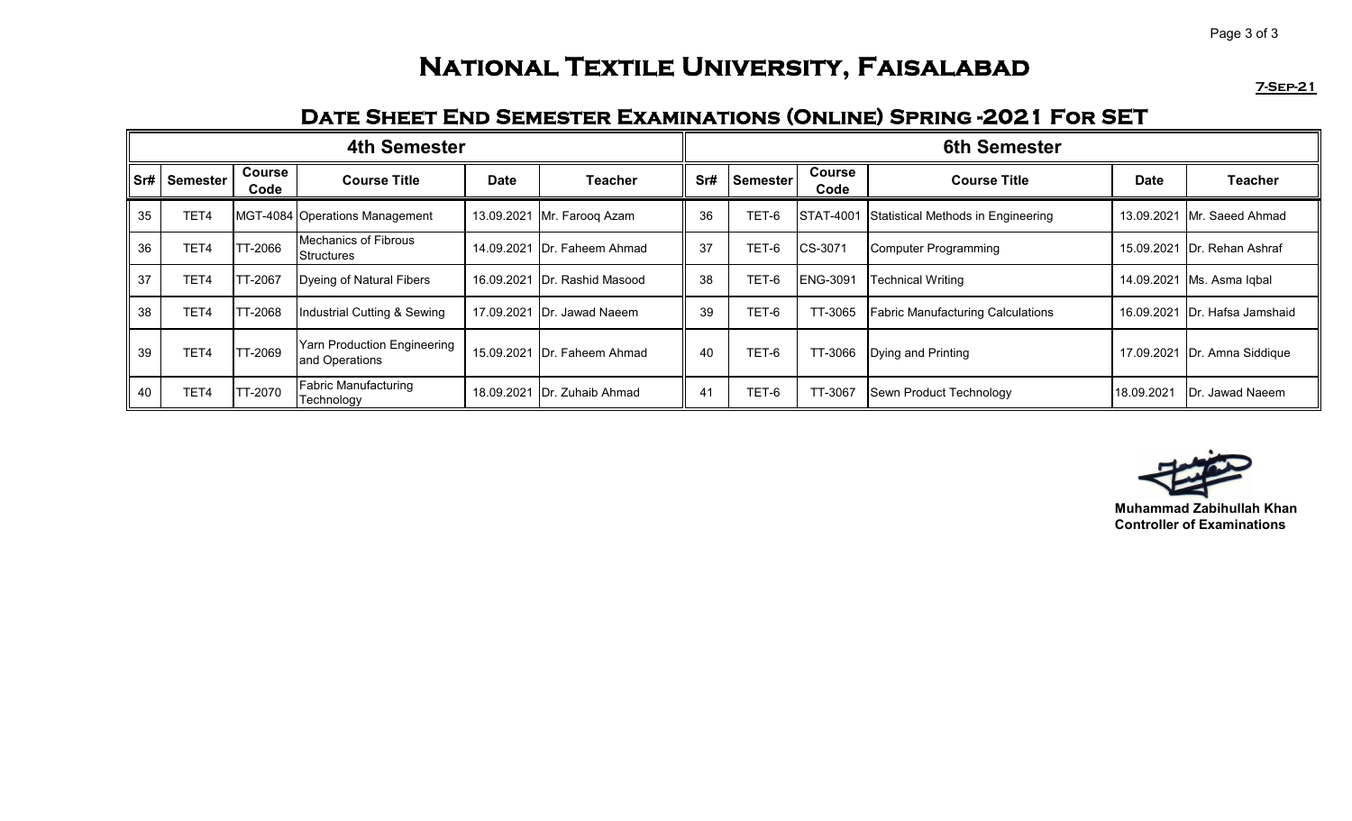# National Textile University, Faisalabad

**7-Sep-21**

## Date Sheet End Semester Examinations (Online) Spring -2021 For SET

| 4th Semester | | | | | | 6th Semester | | | | | |
|---|---|---|---|---|---|---|---|---|---|---|---|
| Sr# | Semester | Course Code | Course Title | Date | Teacher | Sr# | Semester | Course Code | Course Title | Date | Teacher |
| 35 | TET4 | MGT-4084 | Operations Management | 13.09.2021 | Mr. Farooq Azam | 36 | TET-6 | STAT-4001 | Statistical Methods in Engineering | 13.09.2021 | Mr. Saeed Ahmad |
| 36 | TET4 | TT-2066 | Mechanics of Fibrous Structures | 14.09.2021 | Dr. Faheem Ahmad | 37 | TET-6 | CS-3071 | Computer Programming | 15.09.2021 | Dr. Rehan Ashraf |
| 37 | TET4 | TT-2067 | Dyeing of Natural Fibers | 16.09.2021 | Dr. Rashid Masood | 38 | TET-6 | ENG-3091 | Technical Writing | 14.09.2021 | Ms. Asma Iqbal |
| 38 | TET4 | TT-2068 | Industrial Cutting & Sewing | 17.09.2021 | Dr. Jawad Naeem | 39 | TET-6 | TT-3065 | Fabric Manufacturing Calculations | 16.09.2021 | Dr. Hafsa Jamshaid |
| 39 | TET4 | TT-2069 | Yarn Production Engineering and Operations | 15.09.2021 | Dr. Faheem Ahmad | 40 | TET-6 | TT-3066 | Dying and Printing | 17.09.2021 | Dr. Amna Siddique |
| 40 | TET4 | TT-2070 | Fabric Manufacturing Technology | 18.09.2021 | Dr. Zuhaib Ahmad | 41 | TET-6 | TT-3067 | Sewn Product Technology | 18.09.2021 | Dr. Jawad Naeem |

**Muhammad Zabihullah Khan**
**Controller of Examinations**